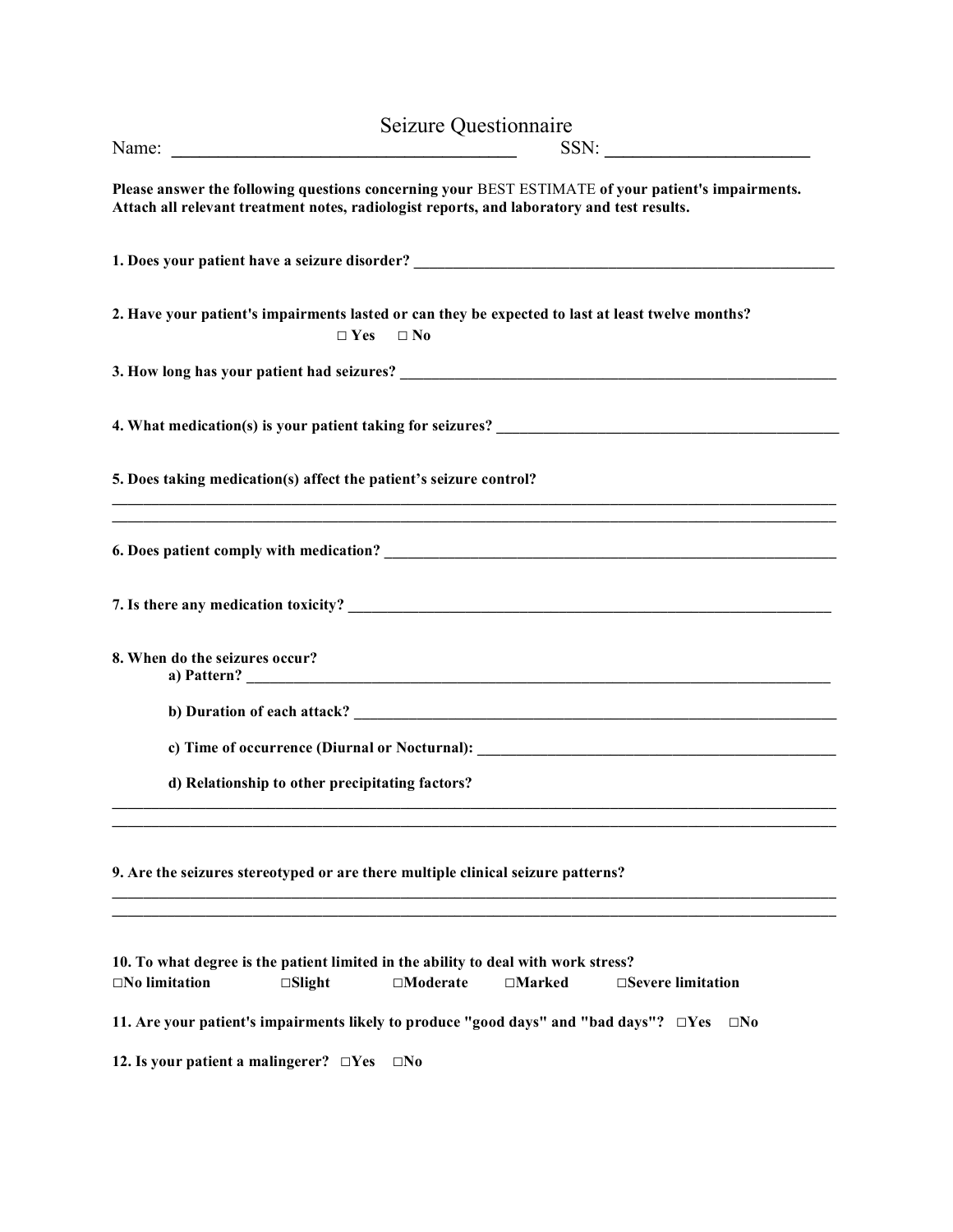# Seizure Questionnaire

Name: ______________________________________ SSN: ______________________

**Please answer the following questions concerning your** BEST ESTIMATE **of your patient's impairments. Attach all relevant treatment notes, radiologist reports, and laboratory and test results.**

**1. Does your patient have a seizure disorder?** ______________________________________________________

**2. Have your patient's impairments lasted or can they be expected to last at least twelve months?**

□ **Yes** □ **No**

**3. How long has your patient had seizures?** ______________________________________________________

**4. What medication(s) is your patient taking for seizures?** ____________________________________________

**5. Does taking medication(s) affect the patient's seizure control?**

______________________________________________________________________________________________

______________________________________________________________________________________________

**6. Does patient comply with medication?** __________________________________________________________

**7. Is there any medication toxicity?** _______________________________________________________________

**8. When do the seizures occur?**

- **a) Pattern?** ___________________________________________________________________________
- **b) Duration of each attack?** _____________________________________________________________
- **c) Time of occurrence (Diurnal or Nocturnal):** ______________________________________________
- **d) Relationship to other precipitating factors?**

______________________________________________________________________________________________

______________________________________________________________________________________________

**9. Are the seizures stereotyped or are there multiple clinical seizure patterns?**

______________________________________________________________________________________________

______________________________________________________________________________________________

**10. To what degree is the patient limited in the ability to deal with work stress?**

□**No limitation** □**Slight** □**Moderate** □**Marked** □**Severe limitation**

**11. Are your patient's impairments likely to produce "good days" and "bad days"?** □**Yes** □**No**

**12. Is your patient a malingerer?** □**Yes** □**No**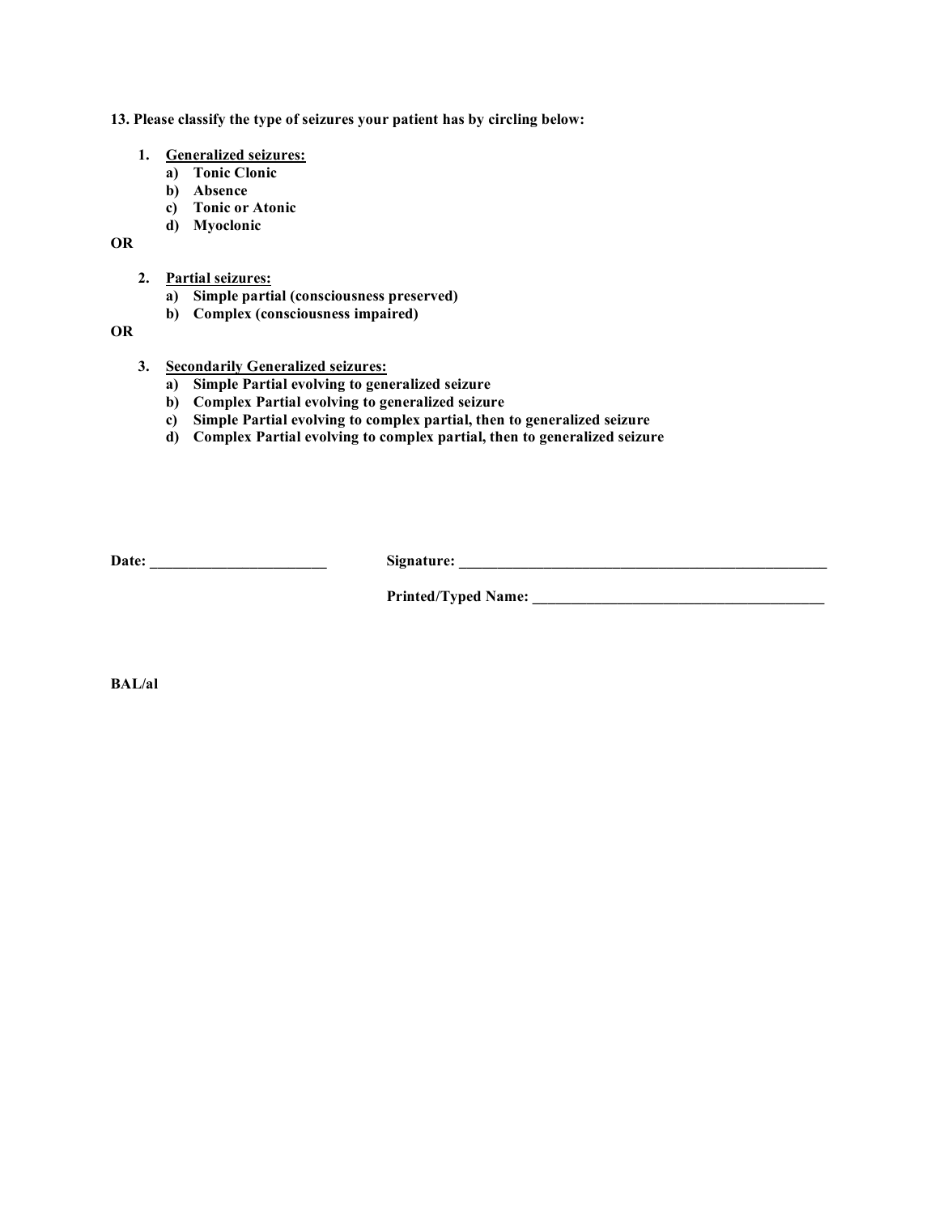**13. Please classify the type of seizures your patient has by circling below:**

1. **Generalized seizures:**
    - a) **Tonic Clonic**
    - b) **Absence**
    - c) **Tonic or Atonic**
    - d) **Myoclonic**

**OR**

2. **Partial seizures:**
    - a) **Simple partial (consciousness preserved)**
    - b) **Complex (consciousness impaired)**

**OR**

3. **Secondarily Generalized seizures:**
    - a) **Simple Partial evolving to generalized seizure**
    - b) **Complex Partial evolving to generalized seizure**
    - c) **Simple Partial evolving to complex partial, then to generalized seizure**
    - d) **Complex Partial evolving to complex partial, then to generalized seizure**

**Date:** ________________________ **Signature:** ____________________________________________________

**Printed/Typed Name:** ________________________________________

**BAL/al**